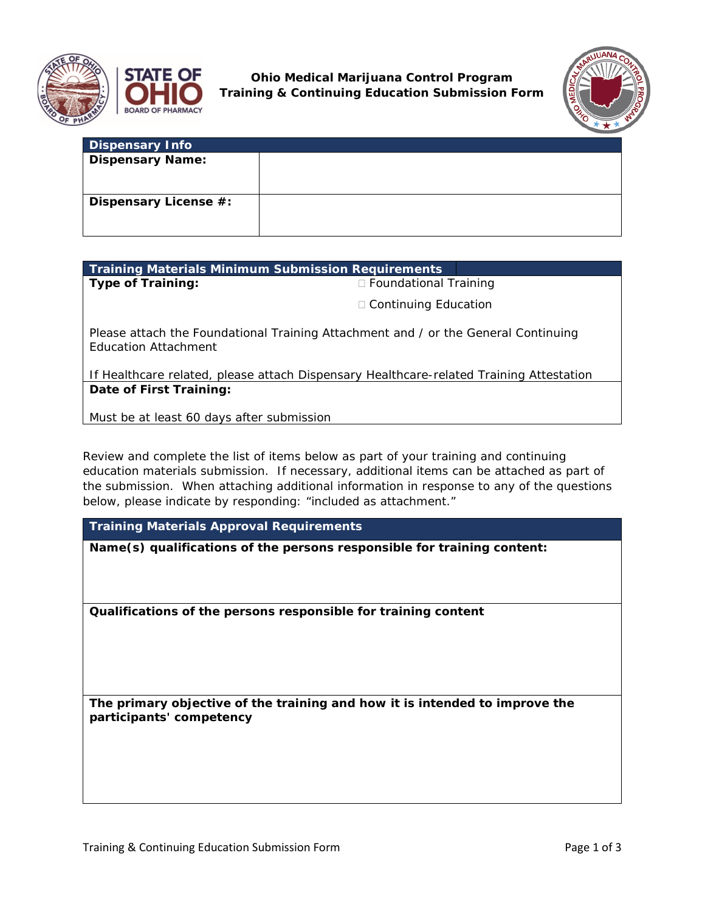**Ohio Medical Marijuana Control Program**
**Training & Continuing Education Submission Form**

| Dispensary Info | |
|---|---|
| **Dispensary Name:** | |
| **Dispensary License #:** | |

| Training Materials Minimum Submission Requirements | |
|---|---|
| **Type of Training:** | ☐ Foundational Training<br>☐ Continuing Education |
| Please attach the Foundational Training Attachment and / or the General Continuing Education Attachment<br><br>If Healthcare related, please attach Dispensary Healthcare-related Training Attestation | |
| **Date of First Training:**<br><br>Must be at least 60 days after submission | |

Review and complete the list of items below as part of your training and continuing education materials submission. If necessary, additional items can be attached as part of the submission. When attaching additional information in response to any of the questions below, please indicate by responding: "included as attachment."

| Training Materials Approval Requirements |
|---|
| **Name(s) qualifications of the persons responsible for training content:** |
| **Qualifications of the persons responsible for training content** |
| **The primary objective of the training and how it is intended to improve the participants' competency** |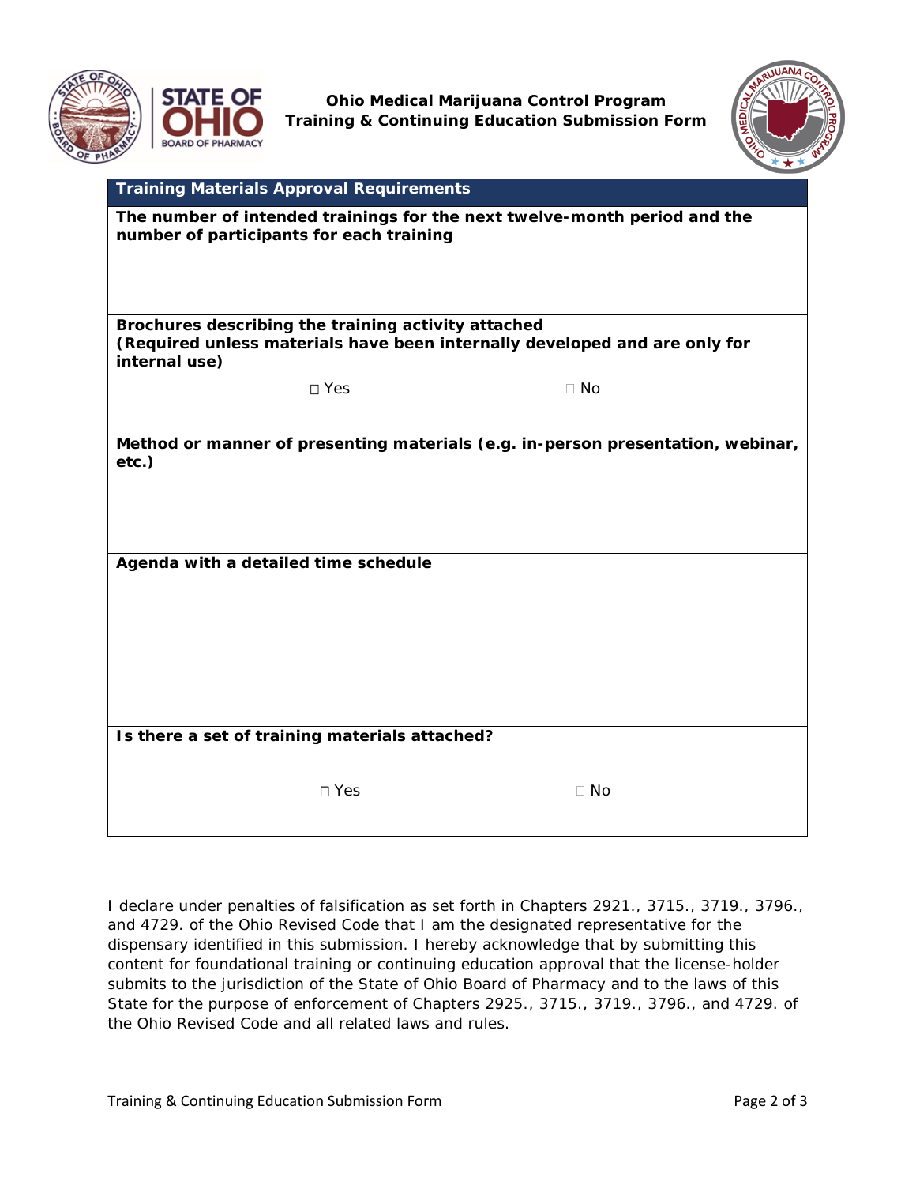**Ohio Medical Marijuana Control Program**
**Training & Continuing Education Submission Form**

| **Training Materials Approval Requirements** |
|---|
| **The number of intended trainings for the next twelve-month period and the number of participants for each training** |
| **Brochures describing the training activity attached (Required unless materials have been internally developed and are only for internal use)** <br> ☐ Yes ☐ No |
| **Method or manner of presenting materials (e.g. in-person presentation, webinar, etc.)** |
| **Agenda with a detailed time schedule** |
| **Is there a set of training materials attached?** <br> ☐ Yes ☐ No |

I declare under penalties of falsification as set forth in Chapters 2921., 3715., 3719., 3796., and 4729. of the Ohio Revised Code that I am the designated representative for the dispensary identified in this submission. I hereby acknowledge that by submitting this content for foundational training or continuing education approval that the license-holder submits to the jurisdiction of the State of Ohio Board of Pharmacy and to the laws of this State for the purpose of enforcement of Chapters 2925., 3715., 3719., 3796., and 4729. of the Ohio Revised Code and all related laws and rules.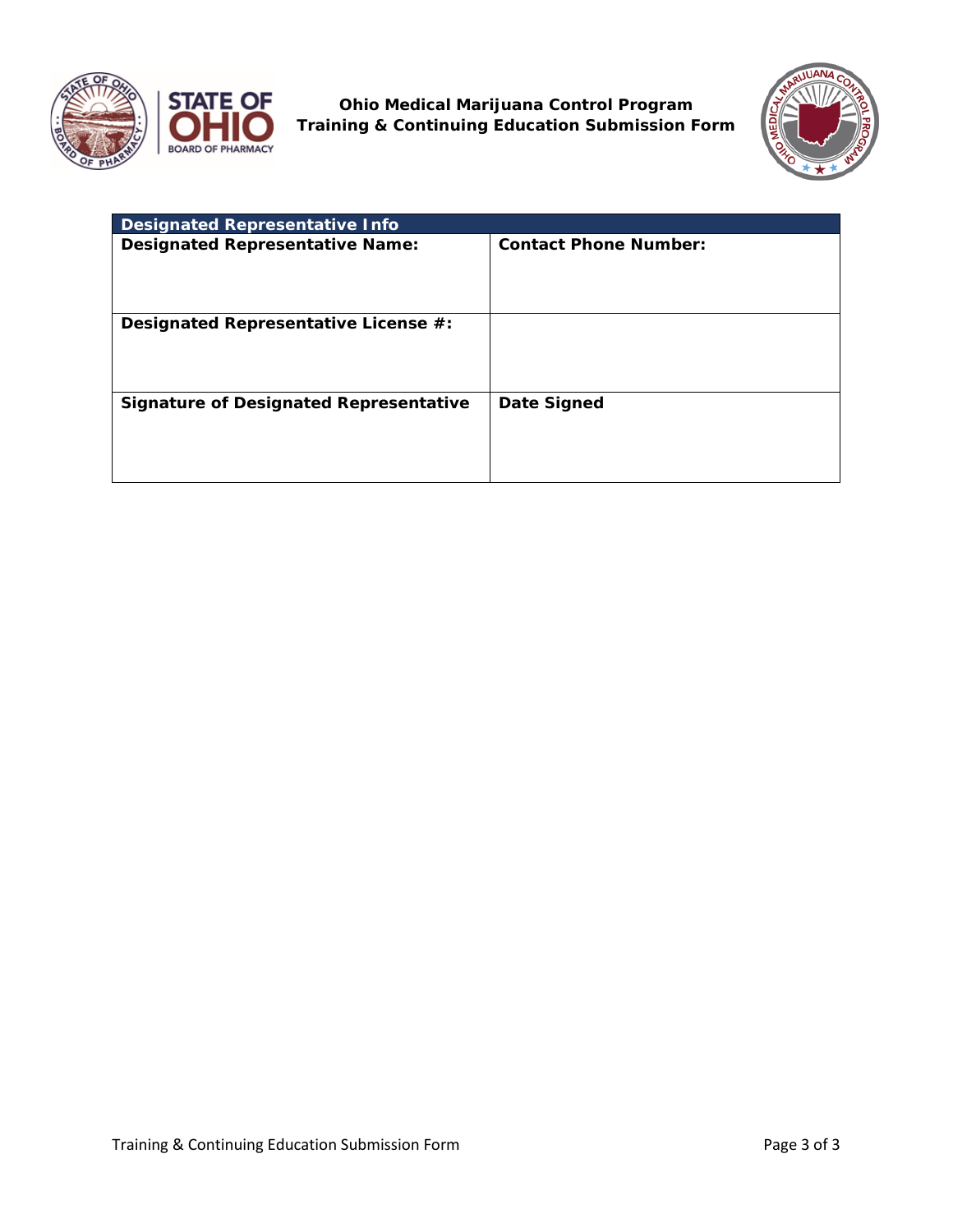**Ohio Medical Marijuana Control Program**
**Training & Continuing Education Submission Form**

| Designated Representative Info | |
|---|---|
| **Designated Representative Name:** | **Contact Phone Number:** |
| **Designated Representative License #:** | |
| **Signature of Designated Representative** | **Date Signed** |